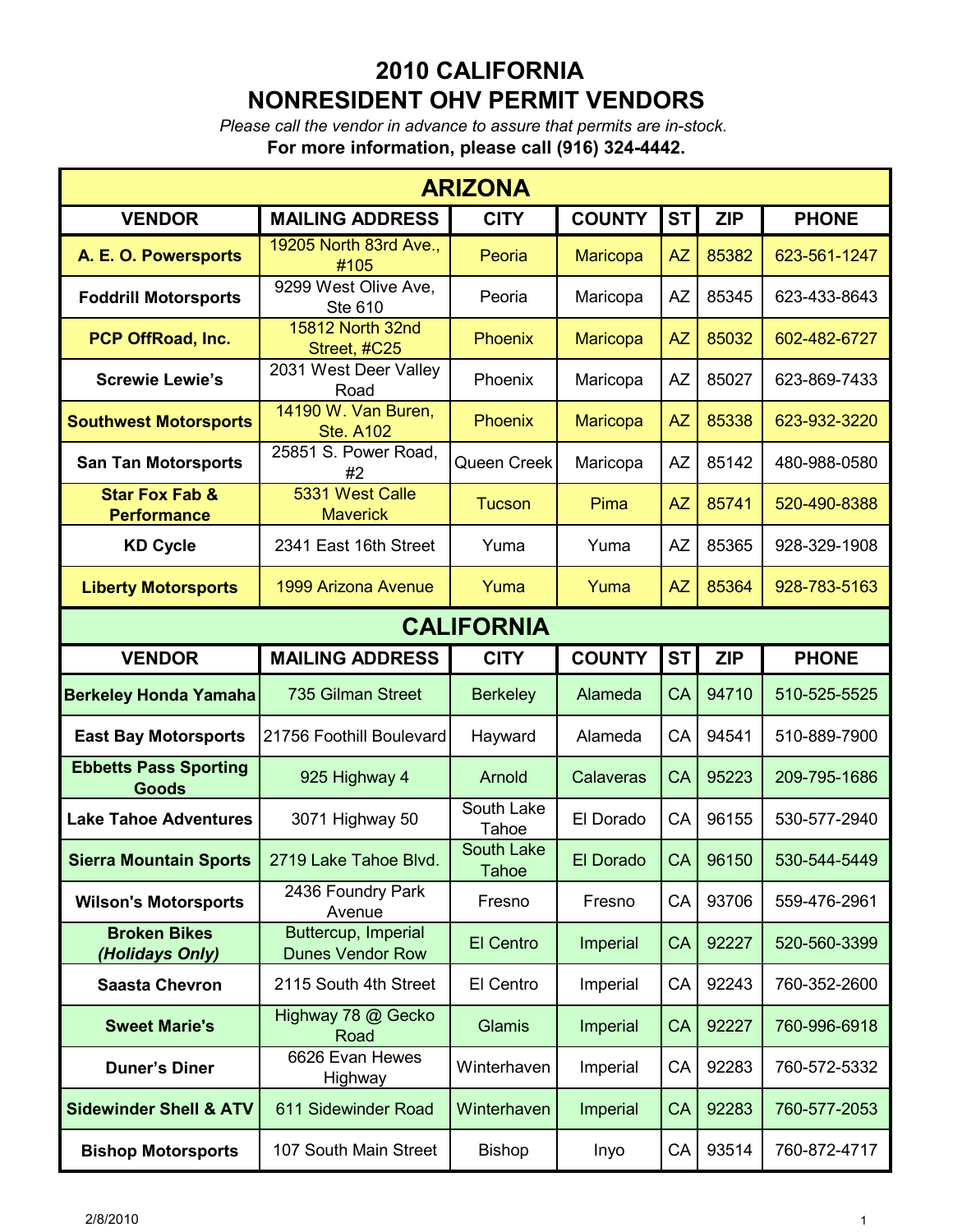# 2010 CALIFORNIA NONRESIDENT OHV PERMIT VENDORS

*Please call the vendor in advance to assure that permits are in-stock.*

**For more information, please call (916) 324-4442.**

## ARIZONA

| VENDOR | MAILING ADDRESS | CITY | COUNTY | ST | ZIP | PHONE |
|---|---|---|---|---|---|---|
| **A. E. O. Powersports** | 19205 North 83rd Ave., #105 | Peoria | Maricopa | AZ | 85382 | 623-561-1247 |
| **Foddrill Motorsports** | 9299 West Olive Ave, Ste 610 | Peoria | Maricopa | AZ | 85345 | 623-433-8643 |
| **PCP OffRoad, Inc.** | 15812 North 32nd Street, #C25 | Phoenix | Maricopa | AZ | 85032 | 602-482-6727 |
| **Screwie Lewie's** | 2031 West Deer Valley Road | Phoenix | Maricopa | AZ | 85027 | 623-869-7433 |
| **Southwest Motorsports** | 14190 W. Van Buren, Ste. A102 | Phoenix | Maricopa | AZ | 85338 | 623-932-3220 |
| **San Tan Motorsports** | 25851 S. Power Road, #2 | Queen Creek | Maricopa | AZ | 85142 | 480-988-0580 |
| **Star Fox Fab & Performance** | 5331 West Calle Maverick | Tucson | Pima | AZ | 85741 | 520-490-8388 |
| **KD Cycle** | 2341 East 16th Street | Yuma | Yuma | AZ | 85365 | 928-329-1908 |
| **Liberty Motorsports** | 1999 Arizona Avenue | Yuma | Yuma | AZ | 85364 | 928-783-5163 |

## CALIFORNIA

| VENDOR | MAILING ADDRESS | CITY | COUNTY | ST | ZIP | PHONE |
|---|---|---|---|---|---|---|
| **Berkeley Honda Yamaha** | 735 Gilman Street | Berkeley | Alameda | CA | 94710 | 510-525-5525 |
| **East Bay Motorsports** | 21756 Foothill Boulevard | Hayward | Alameda | CA | 94541 | 510-889-7900 |
| **Ebbetts Pass Sporting Goods** | 925 Highway 4 | Arnold | Calaveras | CA | 95223 | 209-795-1686 |
| **Lake Tahoe Adventures** | 3071 Highway 50 | South Lake Tahoe | El Dorado | CA | 96155 | 530-577-2940 |
| **Sierra Mountain Sports** | 2719 Lake Tahoe Blvd. | South Lake Tahoe | El Dorado | CA | 96150 | 530-544-5449 |
| **Wilson's Motorsports** | 2436 Foundry Park Avenue | Fresno | Fresno | CA | 93706 | 559-476-2961 |
| **Broken Bikes *(Holidays Only)*** | Buttercup, Imperial Dunes Vendor Row | El Centro | Imperial | CA | 92227 | 520-560-3399 |
| **Saasta Chevron** | 2115 South 4th Street | El Centro | Imperial | CA | 92243 | 760-352-2600 |
| **Sweet Marie's** | Highway 78 @ Gecko Road | Glamis | Imperial | CA | 92227 | 760-996-6918 |
| **Duner's Diner** | 6626 Evan Hewes Highway | Winterhaven | Imperial | CA | 92283 | 760-572-5332 |
| **Sidewinder Shell & ATV** | 611 Sidewinder Road | Winterhaven | Imperial | CA | 92283 | 760-577-2053 |
| **Bishop Motorsports** | 107 South Main Street | Bishop | Inyo | CA | 93514 | 760-872-4717 |

2/8/2010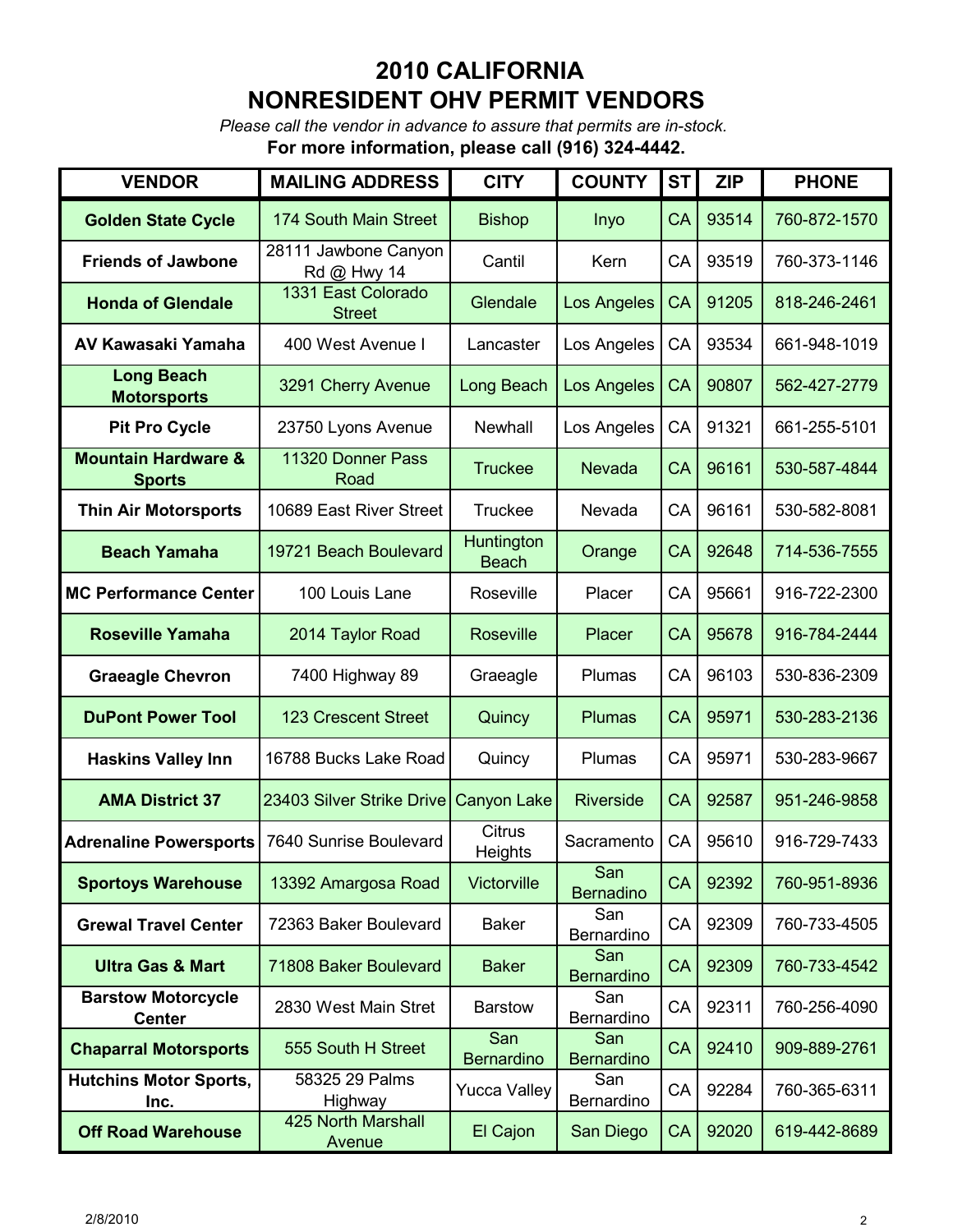# 2010 CALIFORNIA
# NONRESIDENT OHV PERMIT VENDORS

*Please call the vendor in advance to assure that permits are in-stock.*

**For more information, please call (916) 324-4442.**

| VENDOR | MAILING ADDRESS | CITY | COUNTY | ST | ZIP | PHONE |
|---|---|---|---|---|---|---|
| **Golden State Cycle** | 174 South Main Street | Bishop | Inyo | CA | 93514 | 760-872-1570 |
| **Friends of Jawbone** | 28111 Jawbone Canyon Rd @ Hwy 14 | Cantil | Kern | CA | 93519 | 760-373-1146 |
| **Honda of Glendale** | 1331 East Colorado Street | Glendale | Los Angeles | CA | 91205 | 818-246-2461 |
| **AV Kawasaki Yamaha** | 400 West Avenue I | Lancaster | Los Angeles | CA | 93534 | 661-948-1019 |
| **Long Beach Motorsports** | 3291 Cherry Avenue | Long Beach | Los Angeles | CA | 90807 | 562-427-2779 |
| **Pit Pro Cycle** | 23750 Lyons Avenue | Newhall | Los Angeles | CA | 91321 | 661-255-5101 |
| **Mountain Hardware & Sports** | 11320 Donner Pass Road | Truckee | Nevada | CA | 96161 | 530-587-4844 |
| **Thin Air Motorsports** | 10689 East River Street | Truckee | Nevada | CA | 96161 | 530-582-8081 |
| **Beach Yamaha** | 19721 Beach Boulevard | Huntington Beach | Orange | CA | 92648 | 714-536-7555 |
| **MC Performance Center** | 100 Louis Lane | Roseville | Placer | CA | 95661 | 916-722-2300 |
| **Roseville Yamaha** | 2014 Taylor Road | Roseville | Placer | CA | 95678 | 916-784-2444 |
| **Graeagle Chevron** | 7400 Highway 89 | Graeagle | Plumas | CA | 96103 | 530-836-2309 |
| **DuPont Power Tool** | 123 Crescent Street | Quincy | Plumas | CA | 95971 | 530-283-2136 |
| **Haskins Valley Inn** | 16788 Bucks Lake Road | Quincy | Plumas | CA | 95971 | 530-283-9667 |
| **AMA District 37** | 23403 Silver Strike Drive | Canyon Lake | Riverside | CA | 92587 | 951-246-9858 |
| **Adrenaline Powersports** | 7640 Sunrise Boulevard | Citrus Heights | Sacramento | CA | 95610 | 916-729-7433 |
| **Sportoys Warehouse** | 13392 Amargosa Road | Victorville | San Bernadino | CA | 92392 | 760-951-8936 |
| **Grewal Travel Center** | 72363 Baker Boulevard | Baker | San Bernardino | CA | 92309 | 760-733-4505 |
| **Ultra Gas & Mart** | 71808 Baker Boulevard | Baker | San Bernardino | CA | 92309 | 760-733-4542 |
| **Barstow Motorcycle Center** | 2830 West Main Stret | Barstow | San Bernardino | CA | 92311 | 760-256-4090 |
| **Chaparral Motorsports** | 555 South H Street | San Bernardino | San Bernardino | CA | 92410 | 909-889-2761 |
| **Hutchins Motor Sports, Inc.** | 58325 29 Palms Highway | Yucca Valley | San Bernardino | CA | 92284 | 760-365-6311 |
| **Off Road Warehouse** | 425 North Marshall Avenue | El Cajon | San Diego | CA | 92020 | 619-442-8689 |

2/8/2010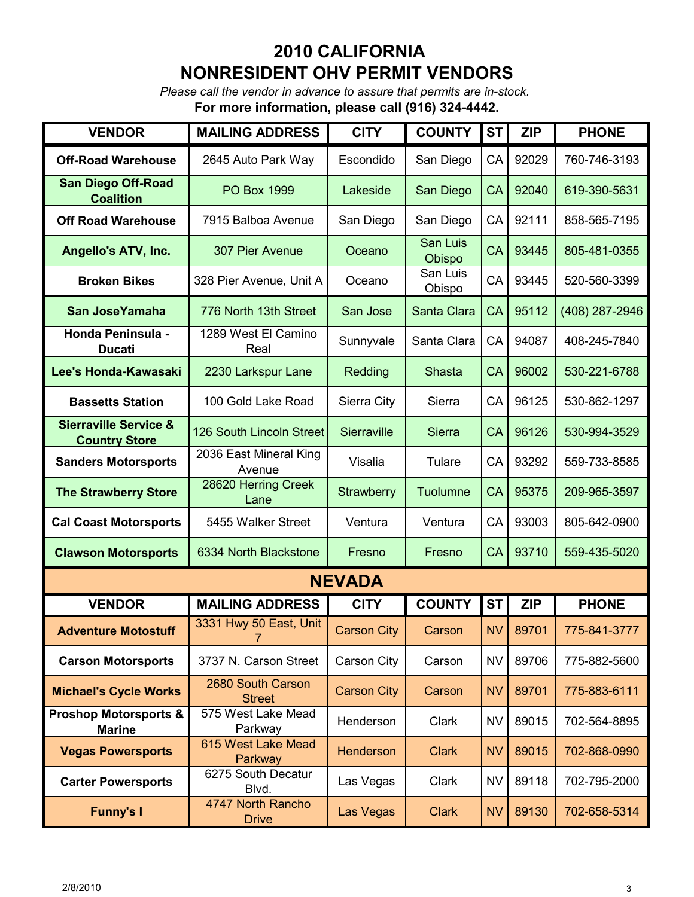# 2010 CALIFORNIA
# NONRESIDENT OHV PERMIT VENDORS

*Please call the vendor in advance to assure that permits are in-stock.*

**For more information, please call (916) 324-4442.**

| VENDOR | MAILING ADDRESS | CITY | COUNTY | ST | ZIP | PHONE |
|---|---|---|---|---|---|---|
| **Off-Road Warehouse** | 2645 Auto Park Way | Escondido | San Diego | CA | 92029 | 760-746-3193 |
| **San Diego Off-Road Coalition** | PO Box 1999 | Lakeside | San Diego | CA | 92040 | 619-390-5631 |
| **Off Road Warehouse** | 7915 Balboa Avenue | San Diego | San Diego | CA | 92111 | 858-565-7195 |
| **Angello's ATV, Inc.** | 307 Pier Avenue | Oceano | San Luis Obispo | CA | 93445 | 805-481-0355 |
| **Broken Bikes** | 328 Pier Avenue, Unit A | Oceano | San Luis Obispo | CA | 93445 | 520-560-3399 |
| **San JoseYamaha** | 776 North 13th Street | San Jose | Santa Clara | CA | 95112 | (408) 287-2946 |
| **Honda Peninsula - Ducati** | 1289 West El Camino Real | Sunnyvale | Santa Clara | CA | 94087 | 408-245-7840 |
| **Lee's Honda-Kawasaki** | 2230 Larkspur Lane | Redding | Shasta | CA | 96002 | 530-221-6788 |
| **Bassetts Station** | 100 Gold Lake Road | Sierra City | Sierra | CA | 96125 | 530-862-1297 |
| **Sierraville Service & Country Store** | 126 South Lincoln Street | Sierraville | Sierra | CA | 96126 | 530-994-3529 |
| **Sanders Motorsports** | 2036 East Mineral King Avenue | Visalia | Tulare | CA | 93292 | 559-733-8585 |
| **The Strawberry Store** | 28620 Herring Creek Lane | Strawberry | Tuolumne | CA | 95375 | 209-965-3597 |
| **Cal Coast Motorsports** | 5455 Walker Street | Ventura | Ventura | CA | 93003 | 805-642-0900 |
| **Clawson Motorsports** | 6334 North Blackstone | Fresno | Fresno | CA | 93710 | 559-435-5020 |

## NEVADA

| VENDOR | MAILING ADDRESS | CITY | COUNTY | ST | ZIP | PHONE |
|---|---|---|---|---|---|---|
| **Adventure Motostuff** | 3331 Hwy 50 East, Unit 7 | Carson City | Carson | NV | 89701 | 775-841-3777 |
| **Carson Motorsports** | 3737 N. Carson Street | Carson City | Carson | NV | 89706 | 775-882-5600 |
| **Michael's Cycle Works** | 2680 South Carson Street | Carson City | Carson | NV | 89701 | 775-883-6111 |
| **Proshop Motorsports & Marine** | 575 West Lake Mead Parkway | Henderson | Clark | NV | 89015 | 702-564-8895 |
| **Vegas Powersports** | 615 West Lake Mead Parkway | Henderson | Clark | NV | 89015 | 702-868-0990 |
| **Carter Powersports** | 6275 South Decatur Blvd. | Las Vegas | Clark | NV | 89118 | 702-795-2000 |
| **Funny's I** | 4747 North Rancho Drive | Las Vegas | Clark | NV | 89130 | 702-658-5314 |

2/8/2010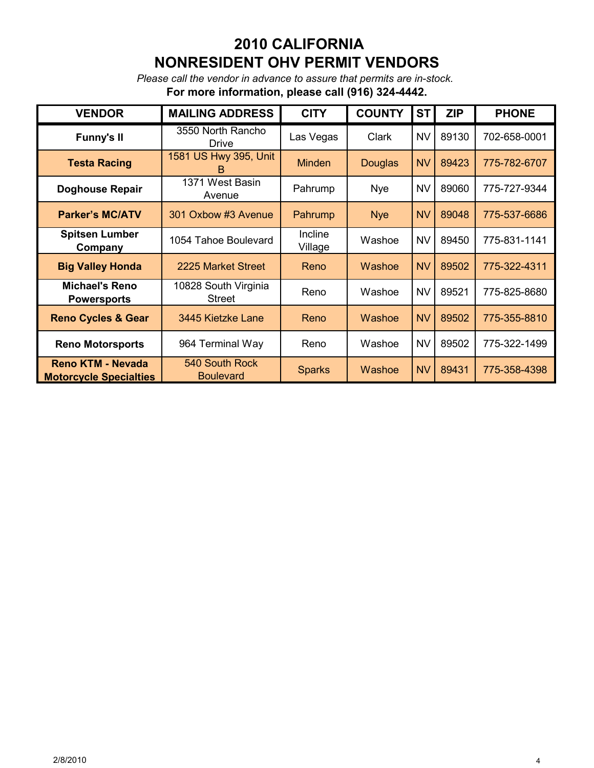# 2010 CALIFORNIA NONRESIDENT OHV PERMIT VENDORS

*Please call the vendor in advance to assure that permits are in-stock.*

**For more information, please call (916) 324-4442.**

| VENDOR | MAILING ADDRESS | CITY | COUNTY | ST | ZIP | PHONE |
|---|---|---|---|---|---|---|
| **Funny's II** | 3550 North Rancho Drive | Las Vegas | Clark | NV | 89130 | 702-658-0001 |
| **Testa Racing** | 1581 US Hwy 395, Unit B | Minden | Douglas | NV | 89423 | 775-782-6707 |
| **Doghouse Repair** | 1371 West Basin Avenue | Pahrump | Nye | NV | 89060 | 775-727-9344 |
| **Parker's MC/ATV** | 301 Oxbow #3 Avenue | Pahrump | Nye | NV | 89048 | 775-537-6686 |
| **Spitsen Lumber Company** | 1054 Tahoe Boulevard | Incline Village | Washoe | NV | 89450 | 775-831-1141 |
| **Big Valley Honda** | 2225 Market Street | Reno | Washoe | NV | 89502 | 775-322-4311 |
| **Michael's Reno Powersports** | 10828 South Virginia Street | Reno | Washoe | NV | 89521 | 775-825-8680 |
| **Reno Cycles & Gear** | 3445 Kietzke Lane | Reno | Washoe | NV | 89502 | 775-355-8810 |
| **Reno Motorsports** | 964 Terminal Way | Reno | Washoe | NV | 89502 | 775-322-1499 |
| **Reno KTM - Nevada Motorcycle Specialties** | 540 South Rock Boulevard | Sparks | Washoe | NV | 89431 | 775-358-4398 |

2/8/2010